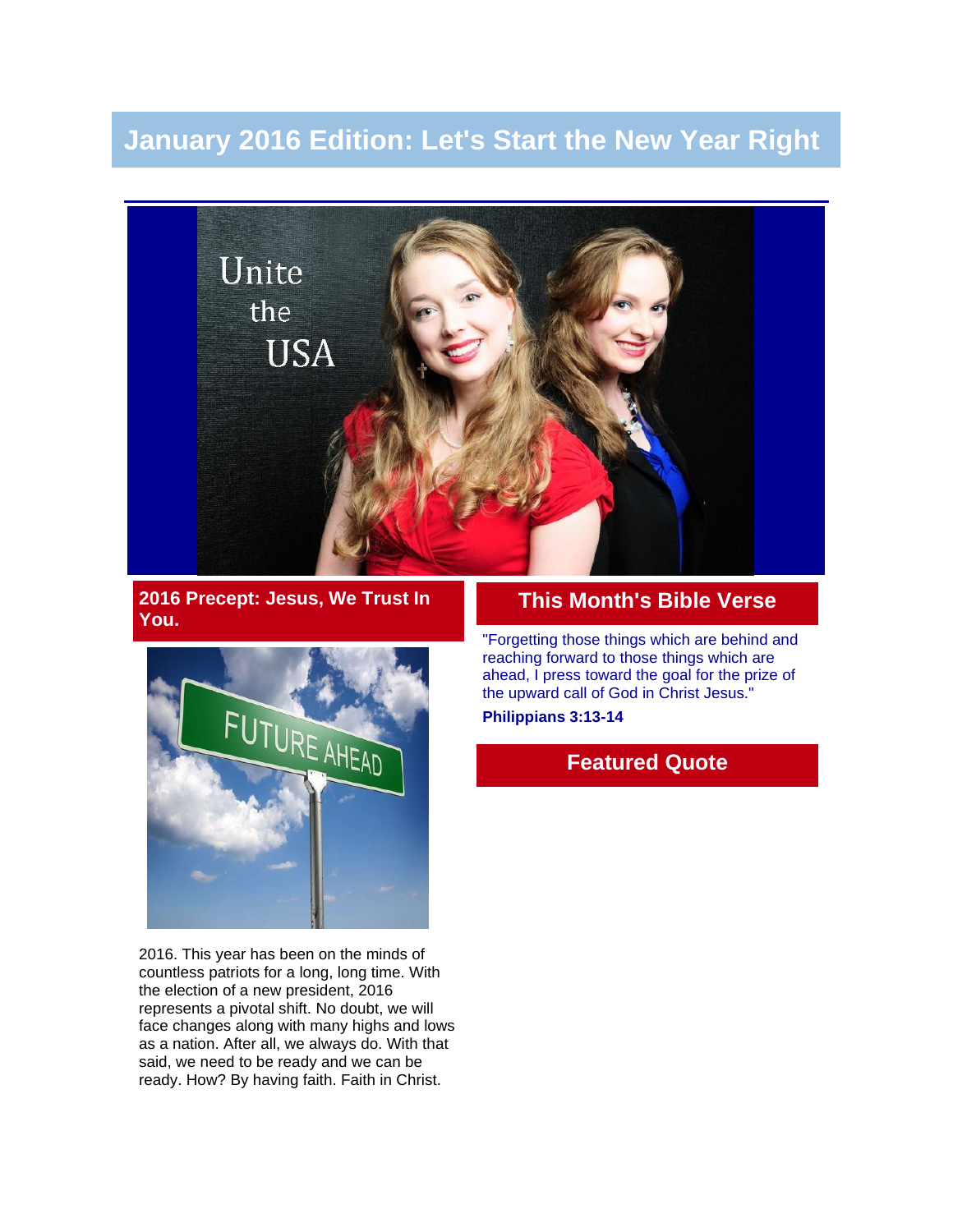# January 2016 Edition: Let's Start the New Year Right

## 2016 Precept: Jesus, We Trust In You.

2016. This year has been on the minds of countless patriots for a long, long time. With the election of a new president, 2016 represents a pivotal shift. No doubt, we will face changes along with many highs and lows as a nation. After all, we always do. With that said, we need to be ready and we can be ready. How? By having faith. Faith in Christ.

## This Month's Bible Verse

"Forgetting those things which are behind and reaching forward to those things which are ahead, I press toward the goal for the prize of the upward call of God in Christ Jesus."

**Philippians 3:13-14**

## Featured Quote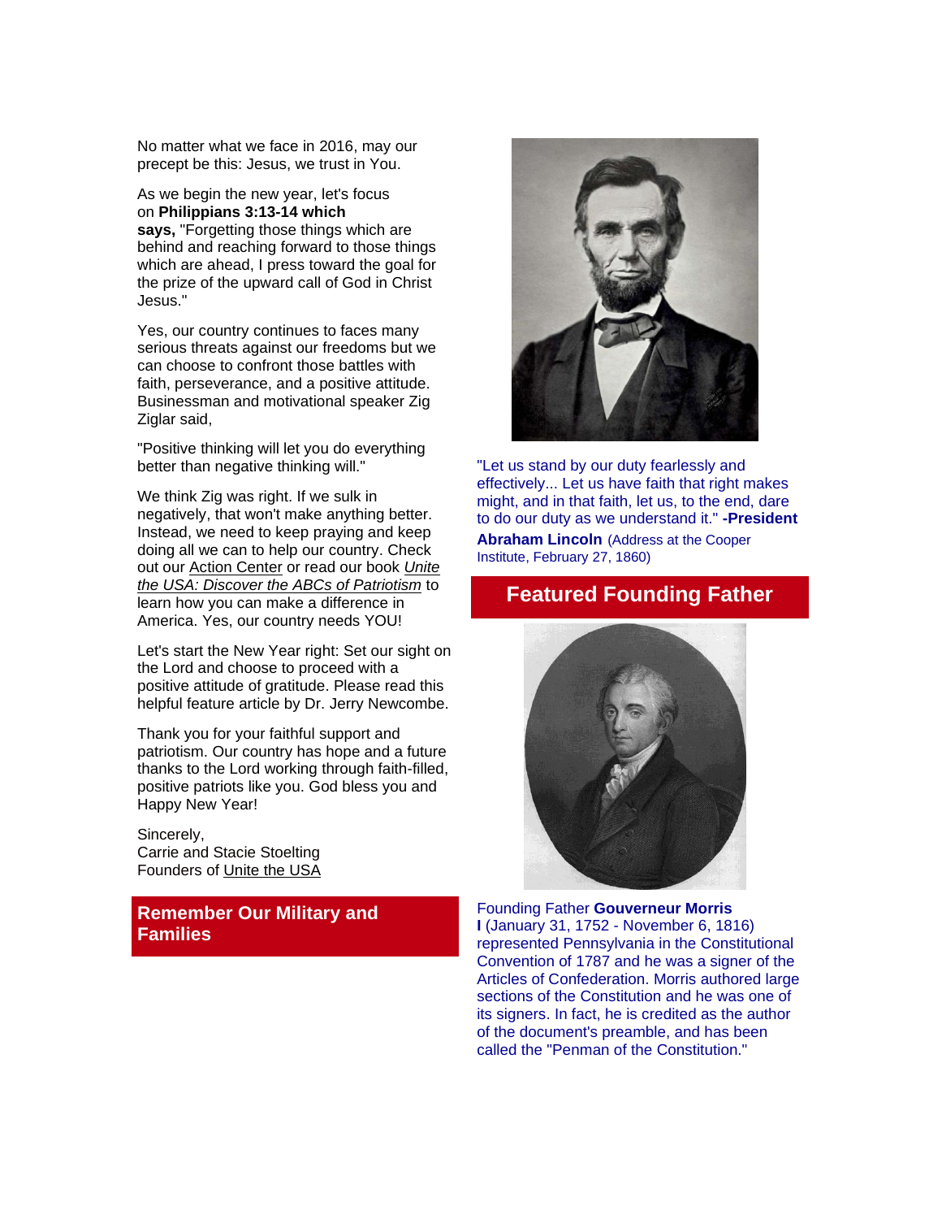No matter what we face in 2016, may our precept be this: Jesus, we trust in You.

As we begin the new year, let's focus on **Philippians 3:13-14 which says,** "Forgetting those things which are behind and reaching forward to those things which are ahead, I press toward the goal for the prize of the upward call of God in Christ Jesus."

Yes, our country continues to faces many serious threats against our freedoms but we can choose to confront those battles with faith, perseverance, and a positive attitude. Businessman and motivational speaker Zig Ziglar said,

"Positive thinking will let you do everything better than negative thinking will."

We think Zig was right. If we sulk in negatively, that won't make anything better. Instead, we need to keep praying and keep doing all we can to help our country. Check out our Action Center or read our book *Unite the USA: Discover the ABCs of Patriotism* to learn how you can make a difference in America. Yes, our country needs YOU!

Let's start the New Year right: Set our sight on the Lord and choose to proceed with a positive attitude of gratitude. Please read this helpful feature article by Dr. Jerry Newcombe.

Thank you for your faithful support and patriotism. Our country has hope and a future thanks to the Lord working through faith-filled, positive patriots like you. God bless you and Happy New Year!

Sincerely,
Carrie and Stacie Stoelting
Founders of Unite the USA

## Remember Our Military and Families

"Let us stand by our duty fearlessly and effectively... Let us have faith that right makes might, and in that faith, let us, to the end, dare to do our duty as we understand it." **-President Abraham Lincoln** (Address at the Cooper Institute, February 27, 1860)

## Featured Founding Father

Founding Father **Gouverneur Morris I** (January 31, 1752 - November 6, 1816) represented Pennsylvania in the Constitutional Convention of 1787 and he was a signer of the Articles of Confederation. Morris authored large sections of the Constitution and he was one of its signers. In fact, he is credited as the author of the document's preamble, and has been called the "Penman of the Constitution."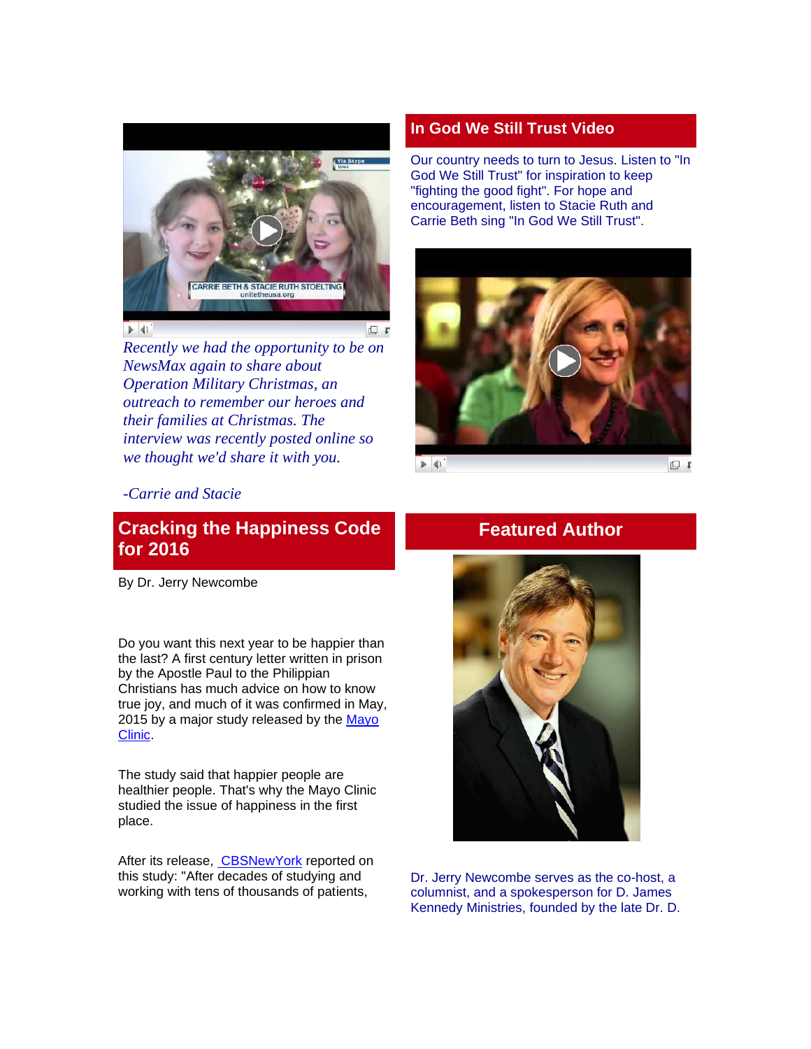*Recently we had the opportunity to be on NewsMax again to share about Operation Military Christmas, an outreach to remember our heroes and their families at Christmas. The interview was recently posted online so we thought we'd share it with you.*

*-Carrie and Stacie*

## In God We Still Trust Video

Our country needs to turn to Jesus. Listen to "In God We Still Trust" for inspiration to keep "fighting the good fight". For hope and encouragement, listen to Stacie Ruth and Carrie Beth sing "In God We Still Trust".

## Cracking the Happiness Code for 2016

By Dr. Jerry Newcombe

Do you want this next year to be happier than the last? A first century letter written in prison by the Apostle Paul to the Philippian Christians has much advice on how to know true joy, and much of it was confirmed in May, 2015 by a major study released by the Mayo Clinic.

The study said that happier people are healthier people. That's why the Mayo Clinic studied the issue of happiness in the first place.

After its release, CBSNewYork reported on this study: "After decades of studying and working with tens of thousands of patients,

## Featured Author

Dr. Jerry Newcombe serves as the co-host, a columnist, and a spokesperson for D. James Kennedy Ministries, founded by the late Dr. D.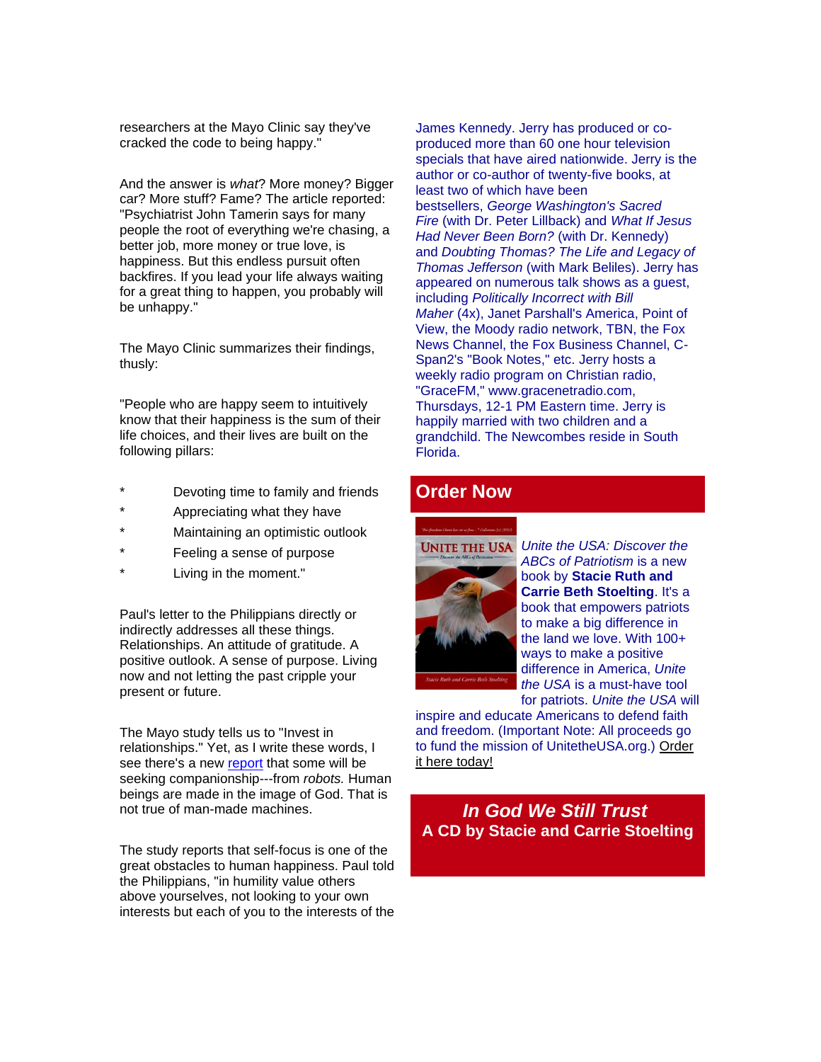researchers at the Mayo Clinic say they've cracked the code to being happy."

And the answer is *what*? More money? Bigger car? More stuff? Fame? The article reported: "Psychiatrist John Tamerin says for many people the root of everything we're chasing, a better job, more money or true love, is happiness. But this endless pursuit often backfires. If you lead your life always waiting for a great thing to happen, you probably will be unhappy."

The Mayo Clinic summarizes their findings, thusly:

"People who are happy seem to intuitively know that their happiness is the sum of their life choices, and their lives are built on the following pillars:

* Devoting time to family and friends
* Appreciating what they have
* Maintaining an optimistic outlook
* Feeling a sense of purpose
* Living in the moment."

Paul's letter to the Philippians directly or indirectly addresses all these things. Relationships. An attitude of gratitude. A positive outlook. A sense of purpose. Living now and not letting the past cripple your present or future.

The Mayo study tells us to "Invest in relationships." Yet, as I write these words, I see there's a new report that some will be seeking companionship---from *robots.* Human beings are made in the image of God. That is not true of man-made machines.

The study reports that self-focus is one of the great obstacles to human happiness. Paul told the Philippians, "in humility value others above yourselves, not looking to your own interests but each of you to the interests of the

James Kennedy. Jerry has produced or co-produced more than 60 one hour television specials that have aired nationwide. Jerry is the author or co-author of twenty-five books, at least two of which have been bestsellers, *George Washington's Sacred Fire* (with Dr. Peter Lillback) and *What If Jesus Had Never Been Born?* (with Dr. Kennedy) and *Doubting Thomas? The Life and Legacy of Thomas Jefferson* (with Mark Beliles). Jerry has appeared on numerous talk shows as a guest, including *Politically Incorrect with Bill Maher* (4x), Janet Parshall's America, Point of View, the Moody radio network, TBN, the Fox News Channel, the Fox Business Channel, C-Span2's "Book Notes," etc. Jerry hosts a weekly radio program on Christian radio, "GraceFM," www.gracenetradio.com, Thursdays, 12-1 PM Eastern time. Jerry is happily married with two children and a grandchild. The Newcombes reside in South Florida.

## Order Now

*Unite the USA: Discover the ABCs of Patriotism* is a new book by **Stacie Ruth and Carrie Beth Stoelting**. It's a book that empowers patriots to make a big difference in the land we love. With 100+ ways to make a positive difference in America, *Unite the USA* is a must-have tool for patriots. *Unite the USA* will inspire and educate Americans to defend faith and freedom. (Important Note: All proceeds go to fund the mission of UnitetheUSA.org.) Order it here today!

## *In God We Still Trust*
**A CD by Stacie and Carrie Stoelting**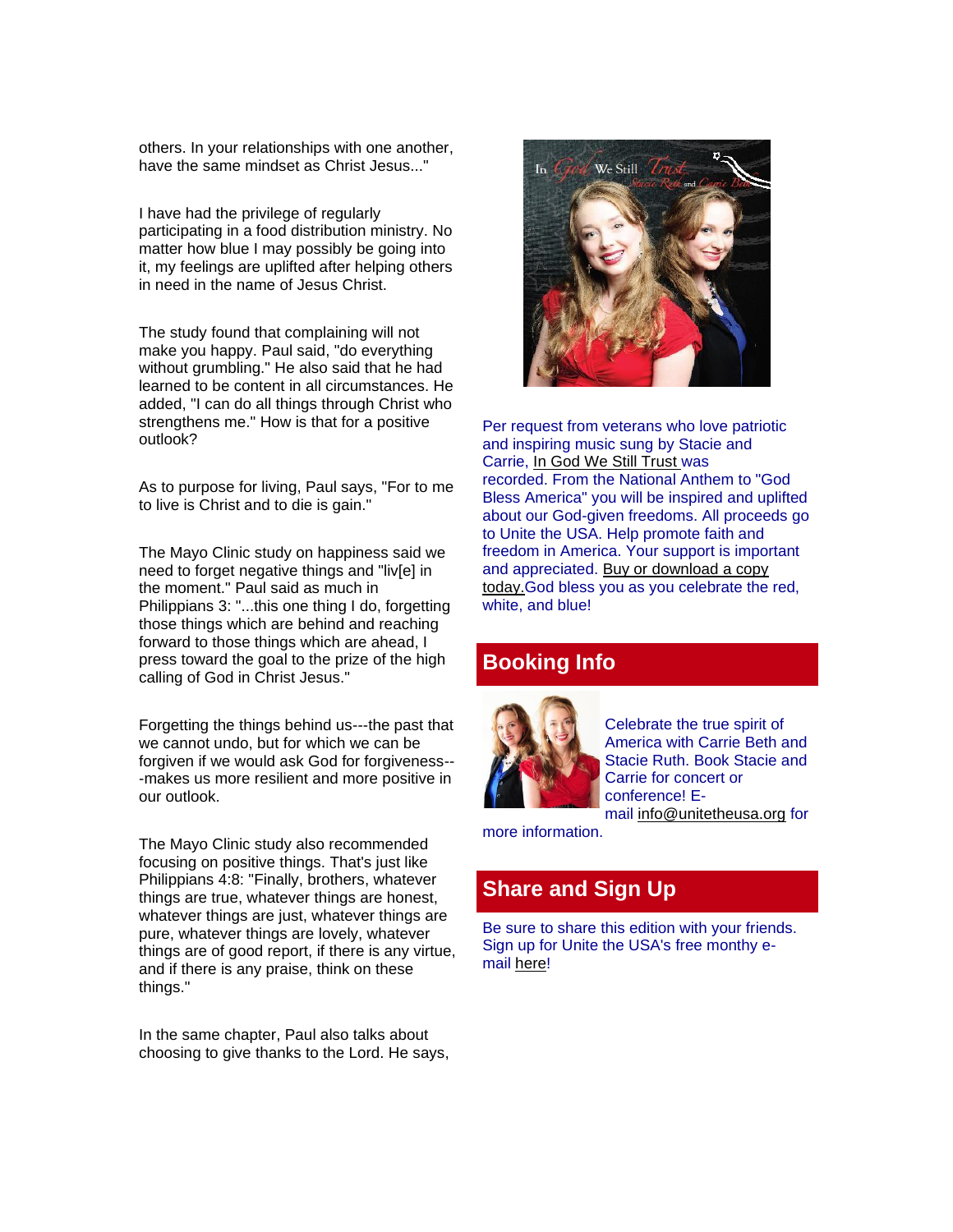others. In your relationships with one another, have the same mindset as Christ Jesus..."

I have had the privilege of regularly participating in a food distribution ministry. No matter how blue I may possibly be going into it, my feelings are uplifted after helping others in need in the name of Jesus Christ.

The study found that complaining will not make you happy. Paul said, "do everything without grumbling." He also said that he had learned to be content in all circumstances. He added, "I can do all things through Christ who strengthens me." How is that for a positive outlook?

As to purpose for living, Paul says, "For to me to live is Christ and to die is gain."

The Mayo Clinic study on happiness said we need to forget negative things and "liv[e] in the moment." Paul said as much in Philippians 3: "...this one thing I do, forgetting those things which are behind and reaching forward to those things which are ahead, I press toward the goal to the prize of the high calling of God in Christ Jesus."

Forgetting the things behind us---the past that we cannot undo, but for which we can be forgiven if we would ask God for forgiveness---makes us more resilient and more positive in our outlook.

The Mayo Clinic study also recommended focusing on positive things. That's just like Philippians 4:8: "Finally, brothers, whatever things are true, whatever things are honest, whatever things are just, whatever things are pure, whatever things are lovely, whatever things are of good report, if there is any virtue, and if there is any praise, think on these things."

In the same chapter, Paul also talks about choosing to give thanks to the Lord. He says,

Per request from veterans who love patriotic and inspiring music sung by Stacie and Carrie, In God We Still Trust was recorded. From the National Anthem to "God Bless America" you will be inspired and uplifted about our God-given freedoms. All proceeds go to Unite the USA. Help promote faith and freedom in America. Your support is important and appreciated. Buy or download a copy today.God bless you as you celebrate the red, white, and blue!

## Booking Info

Celebrate the true spirit of America with Carrie Beth and Stacie Ruth. Book Stacie and Carrie for concert or conference! E-mail info@unitetheusa.org for more information.

## Share and Sign Up

Be sure to share this edition with your friends. Sign up for Unite the USA's free monthy e-mail here!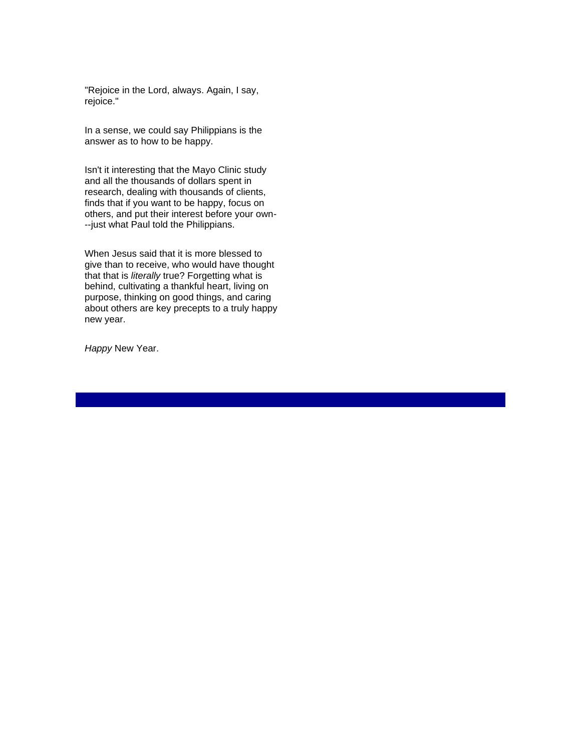"Rejoice in the Lord, always. Again, I say, rejoice."

In a sense, we could say Philippians is the answer as to how to be happy.

Isn't it interesting that the Mayo Clinic study and all the thousands of dollars spent in research, dealing with thousands of clients, finds that if you want to be happy, focus on others, and put their interest before your own---just what Paul told the Philippians.

When Jesus said that it is more blessed to give than to receive, who would have thought that that is *literally* true? Forgetting what is behind, cultivating a thankful heart, living on purpose, thinking on good things, and caring about others are key precepts to a truly happy new year.

*Happy* New Year.